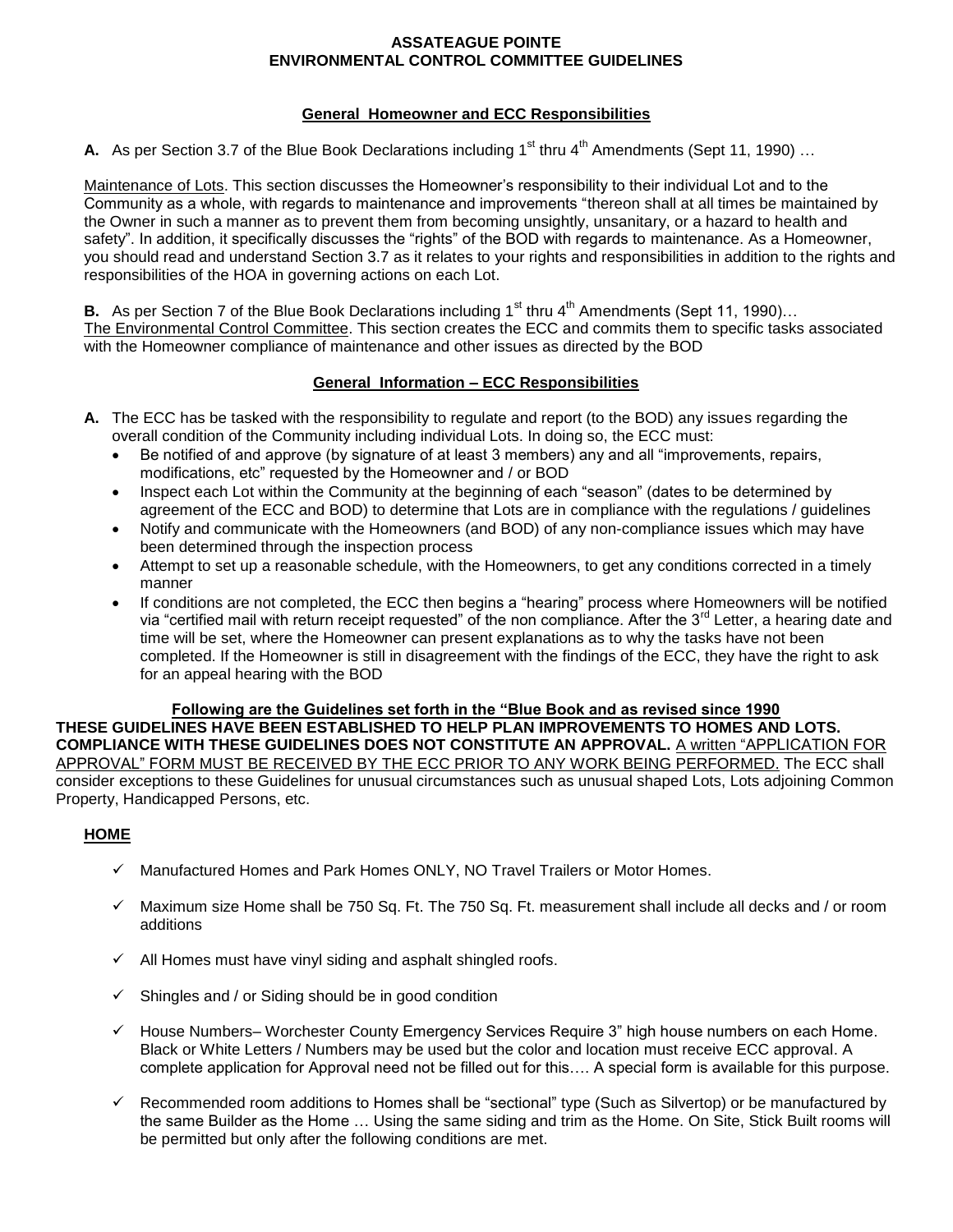# ASSATEAGUE POINTE
# ENVIRONMENTAL CONTROL COMMITTEE GUIDELINES

## General Homeowner and ECC Responsibilities

**A.** As per Section 3.7 of the Blue Book Declarations including 1st thru 4th Amendments (Sept 11, 1990) …

Maintenance of Lots. This section discusses the Homeowner's responsibility to their individual Lot and to the Community as a whole, with regards to maintenance and improvements "thereon shall at all times be maintained by the Owner in such a manner as to prevent them from becoming unsightly, unsanitary, or a hazard to health and safety". In addition, it specifically discusses the "rights" of the BOD with regards to maintenance. As a Homeowner, you should read and understand Section 3.7 as it relates to your rights and responsibilities in addition to the rights and responsibilities of the HOA in governing actions on each Lot.

**B.** As per Section 7 of the Blue Book Declarations including 1st thru 4th Amendments (Sept 11, 1990)…
The Environmental Control Committee. This section creates the ECC and commits them to specific tasks associated with the Homeowner compliance of maintenance and other issues as directed by the BOD

## General Information – ECC Responsibilities

**A.** The ECC has be tasked with the responsibility to regulate and report (to the BOD) any issues regarding the overall condition of the Community including individual Lots. In doing so, the ECC must:

- Be notified of and approve (by signature of at least 3 members) any and all "improvements, repairs, modifications, etc" requested by the Homeowner and / or BOD
- Inspect each Lot within the Community at the beginning of each "season" (dates to be determined by agreement of the ECC and BOD) to determine that Lots are in compliance with the regulations / guidelines
- Notify and communicate with the Homeowners (and BOD) of any non-compliance issues which may have been determined through the inspection process
- Attempt to set up a reasonable schedule, with the Homeowners, to get any conditions corrected in a timely manner
- If conditions are not completed, the ECC then begins a "hearing" process where Homeowners will be notified via "certified mail with return receipt requested" of the non compliance. After the 3rd Letter, a hearing date and time will be set, where the Homeowner can present explanations as to why the tasks have not been completed. If the Homeowner is still in disagreement with the findings of the ECC, they have the right to ask for an appeal hearing with the BOD

**Following are the Guidelines set forth in the "Blue Book and as revised since 1990**

**THESE GUIDELINES HAVE BEEN ESTABLISHED TO HELP PLAN IMPROVEMENTS TO HOMES AND LOTS. COMPLIANCE WITH THESE GUIDELINES DOES NOT CONSTITUTE AN APPROVAL.** A written "APPLICATION FOR APPROVAL" FORM MUST BE RECEIVED BY THE ECC PRIOR TO ANY WORK BEING PERFORMED. The ECC shall consider exceptions to these Guidelines for unusual circumstances such as unusual shaped Lots, Lots adjoining Common Property, Handicapped Persons, etc.

## HOME

- ✓ Manufactured Homes and Park Homes ONLY, NO Travel Trailers or Motor Homes.
- ✓ Maximum size Home shall be 750 Sq. Ft. The 750 Sq. Ft. measurement shall include all decks and / or room additions
- ✓ All Homes must have vinyl siding and asphalt shingled roofs.
- ✓ Shingles and / or Siding should be in good condition
- ✓ House Numbers– Worchester County Emergency Services Require 3" high house numbers on each Home. Black or White Letters / Numbers may be used but the color and location must receive ECC approval. A complete application for Approval need not be filled out for this…. A special form is available for this purpose.
- ✓ Recommended room additions to Homes shall be "sectional" type (Such as Silvertop) or be manufactured by the same Builder as the Home … Using the same siding and trim as the Home. On Site, Stick Built rooms will be permitted but only after the following conditions are met.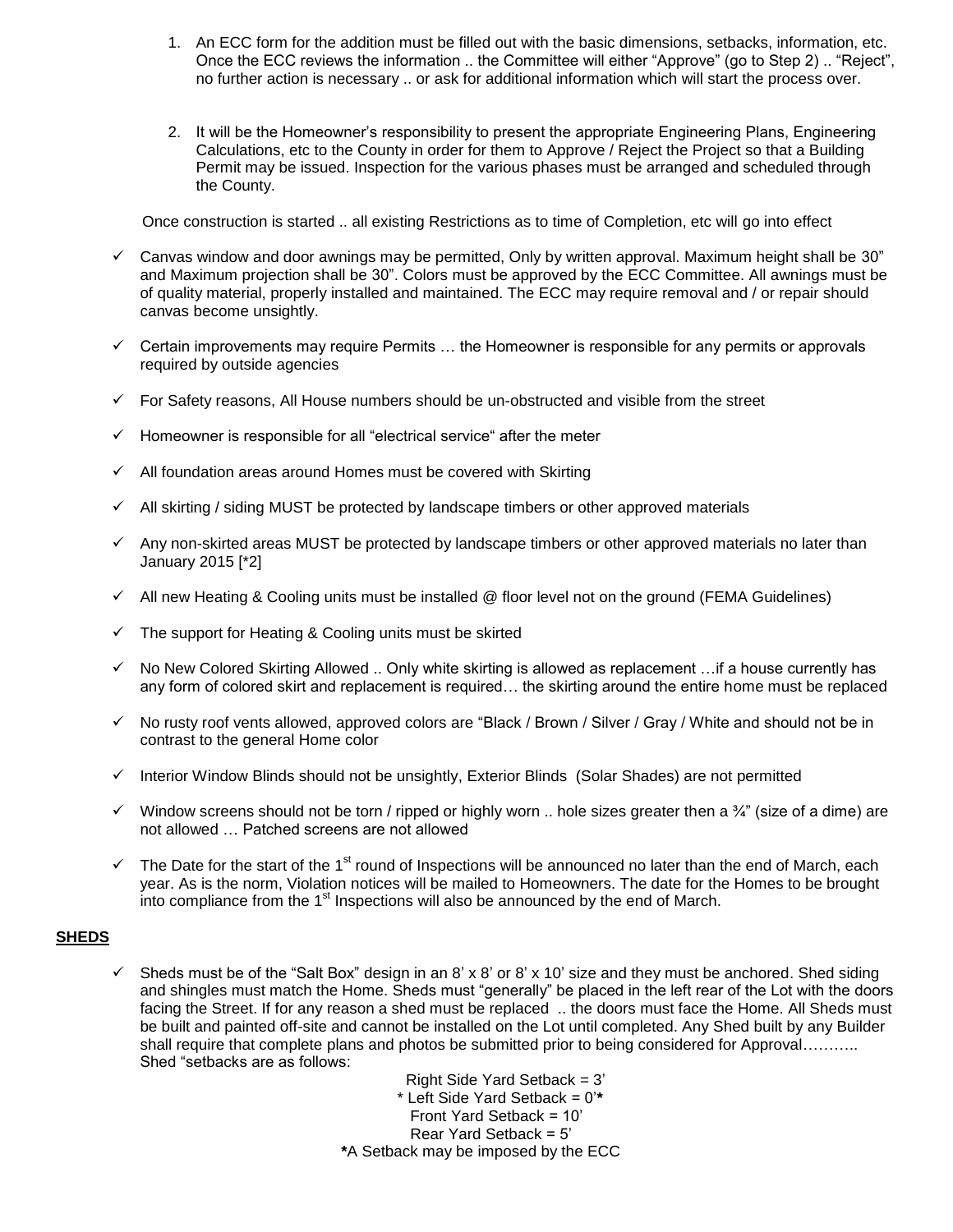1. An ECC form for the addition must be filled out with the basic dimensions, setbacks, information, etc. Once the ECC reviews the information .. the Committee will either "Approve" (go to Step 2) .. "Reject", no further action is necessary .. or ask for additional information which will start the process over.

2. It will be the Homeowner's responsibility to present the appropriate Engineering Plans, Engineering Calculations, etc to the County in order for them to Approve / Reject the Project so that a Building Permit may be issued. Inspection for the various phases must be arranged and scheduled through the County.

Once construction is started .. all existing Restrictions as to time of Completion, etc will go into effect

- ✓ Canvas window and door awnings may be permitted, Only by written approval. Maximum height shall be 30" and Maximum projection shall be 30". Colors must be approved by the ECC Committee. All awnings must be of quality material, properly installed and maintained. The ECC may require removal and / or repair should canvas become unsightly.
- ✓ Certain improvements may require Permits … the Homeowner is responsible for any permits or approvals required by outside agencies
- ✓ For Safety reasons, All House numbers should be un-obstructed and visible from the street
- ✓ Homeowner is responsible for all "electrical service" after the meter
- ✓ All foundation areas around Homes must be covered with Skirting
- ✓ All skirting / siding MUST be protected by landscape timbers or other approved materials
- ✓ Any non-skirted areas MUST be protected by landscape timbers or other approved materials no later than January 2015 [*2]
- ✓ All new Heating & Cooling units must be installed @ floor level not on the ground (FEMA Guidelines)
- ✓ The support for Heating & Cooling units must be skirted
- ✓ No New Colored Skirting Allowed .. Only white skirting is allowed as replacement …if a house currently has any form of colored skirt and replacement is required… the skirting around the entire home must be replaced
- ✓ No rusty roof vents allowed, approved colors are "Black / Brown / Silver / Gray / White and should not be in contrast to the general Home color
- ✓ Interior Window Blinds should not be unsightly, Exterior Blinds (Solar Shades) are not permitted
- ✓ Window screens should not be torn / ripped or highly worn .. hole sizes greater then a ¾" (size of a dime) are not allowed … Patched screens are not allowed
- ✓ The Date for the start of the 1st round of Inspections will be announced no later than the end of March, each year. As is the norm, Violation notices will be mailed to Homeowners. The date for the Homes to be brought into compliance from the 1st Inspections will also be announced by the end of March.

**SHEDS**

- ✓ Sheds must be of the "Salt Box" design in an 8' x 8' or 8' x 10' size and they must be anchored. Shed siding and shingles must match the Home. Sheds must "generally" be placed in the left rear of the Lot with the doors facing the Street. If for any reason a shed must be replaced .. the doors must face the Home. All Sheds must be built and painted off-site and cannot be installed on the Lot until completed. Any Shed built by any Builder shall require that complete plans and photos be submitted prior to being considered for Approval……….. Shed "setbacks are as follows:

Right Side Yard Setback = 3'
\* Left Side Yard Setback = 0'**\***
Front Yard Setback = 10'
Rear Yard Setback = 5'
**\***A Setback may be imposed by the ECC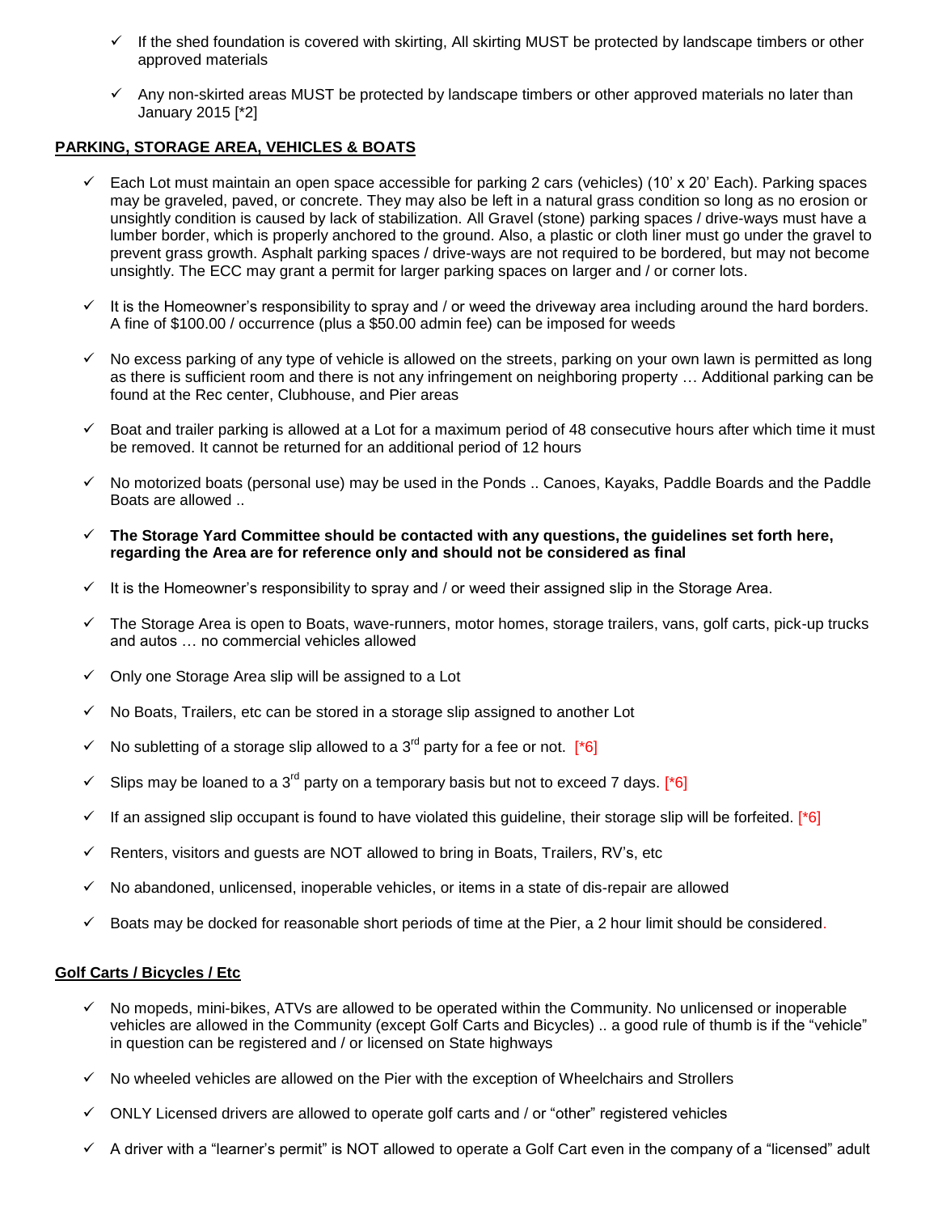- ✓ If the shed foundation is covered with skirting, All skirting MUST be protected by landscape timbers or other approved materials
- ✓ Any non-skirted areas MUST be protected by landscape timbers or other approved materials no later than January 2015 [*2]

## PARKING, STORAGE AREA, VEHICLES & BOATS

- ✓ Each Lot must maintain an open space accessible for parking 2 cars (vehicles) (10' x 20' Each). Parking spaces may be graveled, paved, or concrete. They may also be left in a natural grass condition so long as no erosion or unsightly condition is caused by lack of stabilization. All Gravel (stone) parking spaces / drive-ways must have a lumber border, which is properly anchored to the ground. Also, a plastic or cloth liner must go under the gravel to prevent grass growth. Asphalt parking spaces / drive-ways are not required to be bordered, but may not become unsightly. The ECC may grant a permit for larger parking spaces on larger and / or corner lots.
- ✓ It is the Homeowner's responsibility to spray and / or weed the driveway area including around the hard borders. A fine of $100.00 / occurrence (plus a $50.00 admin fee) can be imposed for weeds
- ✓ No excess parking of any type of vehicle is allowed on the streets, parking on your own lawn is permitted as long as there is sufficient room and there is not any infringement on neighboring property … Additional parking can be found at the Rec center, Clubhouse, and Pier areas
- ✓ Boat and trailer parking is allowed at a Lot for a maximum period of 48 consecutive hours after which time it must be removed. It cannot be returned for an additional period of 12 hours
- ✓ No motorized boats (personal use) may be used in the Ponds .. Canoes, Kayaks, Paddle Boards and the Paddle Boats are allowed ..
- ✓ **The Storage Yard Committee should be contacted with any questions, the guidelines set forth here, regarding the Area are for reference only and should not be considered as final**
- ✓ It is the Homeowner's responsibility to spray and / or weed their assigned slip in the Storage Area.
- ✓ The Storage Area is open to Boats, wave-runners, motor homes, storage trailers, vans, golf carts, pick-up trucks and autos … no commercial vehicles allowed
- ✓ Only one Storage Area slip will be assigned to a Lot
- ✓ No Boats, Trailers, etc can be stored in a storage slip assigned to another Lot
- ✓ No subletting of a storage slip allowed to a 3rd party for a fee or not. [*6]
- ✓ Slips may be loaned to a 3rd party on a temporary basis but not to exceed 7 days. [*6]
- ✓ If an assigned slip occupant is found to have violated this guideline, their storage slip will be forfeited. [*6]
- ✓ Renters, visitors and guests are NOT allowed to bring in Boats, Trailers, RV's, etc
- ✓ No abandoned, unlicensed, inoperable vehicles, or items in a state of dis-repair are allowed
- ✓ Boats may be docked for reasonable short periods of time at the Pier, a 2 hour limit should be considered.

## Golf Carts / Bicycles / Etc

- ✓ No mopeds, mini-bikes, ATVs are allowed to be operated within the Community. No unlicensed or inoperable vehicles are allowed in the Community (except Golf Carts and Bicycles) .. a good rule of thumb is if the "vehicle" in question can be registered and / or licensed on State highways
- ✓ No wheeled vehicles are allowed on the Pier with the exception of Wheelchairs and Strollers
- ✓ ONLY Licensed drivers are allowed to operate golf carts and / or "other" registered vehicles
- ✓ A driver with a "learner's permit" is NOT allowed to operate a Golf Cart even in the company of a "licensed" adult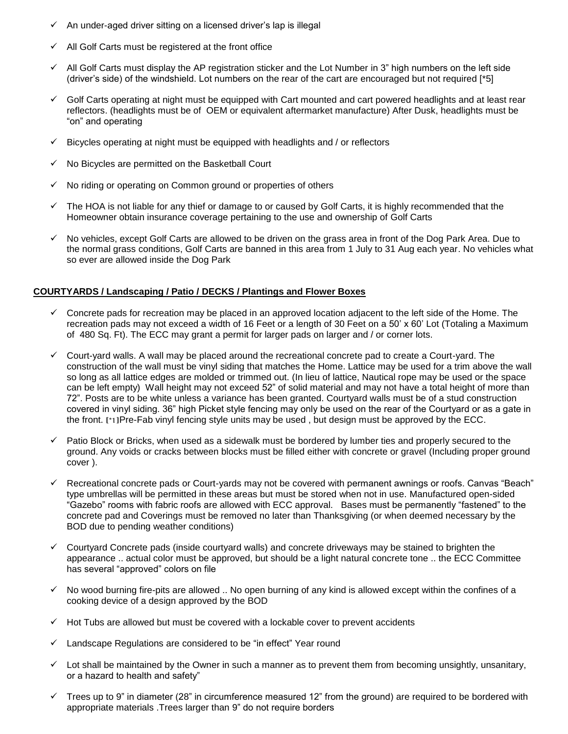- ✓ An under-aged driver sitting on a licensed driver's lap is illegal
- ✓ All Golf Carts must be registered at the front office
- ✓ All Golf Carts must display the AP registration sticker and the Lot Number in 3" high numbers on the left side (driver's side) of the windshield. Lot numbers on the rear of the cart are encouraged but not required [*5]
- ✓ Golf Carts operating at night must be equipped with Cart mounted and cart powered headlights and at least rear reflectors. (headlights must be of OEM or equivalent aftermarket manufacture) After Dusk, headlights must be "on" and operating
- ✓ Bicycles operating at night must be equipped with headlights and / or reflectors
- ✓ No Bicycles are permitted on the Basketball Court
- ✓ No riding or operating on Common ground or properties of others
- ✓ The HOA is not liable for any thief or damage to or caused by Golf Carts, it is highly recommended that the Homeowner obtain insurance coverage pertaining to the use and ownership of Golf Carts
- ✓ No vehicles, except Golf Carts are allowed to be driven on the grass area in front of the Dog Park Area. Due to the normal grass conditions, Golf Carts are banned in this area from 1 July to 31 Aug each year. No vehicles what so ever are allowed inside the Dog Park

**COURTYARDS / Landscaping / Patio / DECKS / Plantings and Flower Boxes**

- ✓ Concrete pads for recreation may be placed in an approved location adjacent to the left side of the Home. The recreation pads may not exceed a width of 16 Feet or a length of 30 Feet on a 50' x 60' Lot (Totaling a Maximum of 480 Sq. Ft). The ECC may grant a permit for larger pads on larger and / or corner lots.
- ✓ Court-yard walls. A wall may be placed around the recreational concrete pad to create a Court-yard. The construction of the wall must be vinyl siding that matches the Home. Lattice may be used for a trim above the wall so long as all lattice edges are molded or trimmed out. (In lieu of lattice, Nautical rope may be used or the space can be left empty) Wall height may not exceed 52" of solid material and may not have a total height of more than 72". Posts are to be white unless a variance has been granted. Courtyard walls must be of a stud construction covered in vinyl siding. 36" high Picket style fencing may only be used on the rear of the Courtyard or as a gate in the front. [*1]Pre-Fab vinyl fencing style units may be used , but design must be approved by the ECC.
- ✓ Patio Block or Bricks, when used as a sidewalk must be bordered by lumber ties and properly secured to the ground. Any voids or cracks between blocks must be filled either with concrete or gravel (Including proper ground cover ).
- ✓ Recreational concrete pads or Court-yards may not be covered with permanent awnings or roofs. Canvas "Beach" type umbrellas will be permitted in these areas but must be stored when not in use. Manufactured open-sided "Gazebo" rooms with fabric roofs are allowed with ECC approval. Bases must be permanently "fastened" to the concrete pad and Coverings must be removed no later than Thanksgiving (or when deemed necessary by the BOD due to pending weather conditions)
- ✓ Courtyard Concrete pads (inside courtyard walls) and concrete driveways may be stained to brighten the appearance .. actual color must be approved, but should be a light natural concrete tone .. the ECC Committee has several "approved" colors on file
- ✓ No wood burning fire-pits are allowed .. No open burning of any kind is allowed except within the confines of a cooking device of a design approved by the BOD
- ✓ Hot Tubs are allowed but must be covered with a lockable cover to prevent accidents
- ✓ Landscape Regulations are considered to be "in effect" Year round
- ✓ Lot shall be maintained by the Owner in such a manner as to prevent them from becoming unsightly, unsanitary, or a hazard to health and safety"
- ✓ Trees up to 9" in diameter (28" in circumference measured 12" from the ground) are required to be bordered with appropriate materials .Trees larger than 9" do not require borders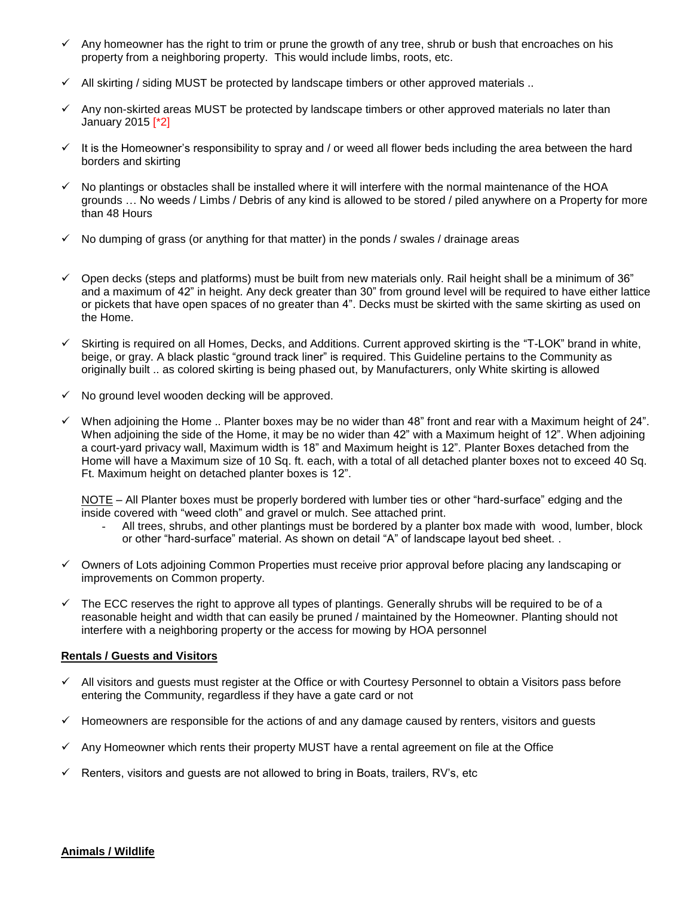- ✓ Any homeowner has the right to trim or prune the growth of any tree, shrub or bush that encroaches on his property from a neighboring property. This would include limbs, roots, etc.

- ✓ All skirting / siding MUST be protected by landscape timbers or other approved materials ..

- ✓ Any non-skirted areas MUST be protected by landscape timbers or other approved materials no later than January 2015 [*2]

- ✓ It is the Homeowner's responsibility to spray and / or weed all flower beds including the area between the hard borders and skirting

- ✓ No plantings or obstacles shall be installed where it will interfere with the normal maintenance of the HOA grounds … No weeds / Limbs / Debris of any kind is allowed to be stored / piled anywhere on a Property for more than 48 Hours

- ✓ No dumping of grass (or anything for that matter) in the ponds / swales / drainage areas

- ✓ Open decks (steps and platforms) must be built from new materials only. Rail height shall be a minimum of 36" and a maximum of 42" in height. Any deck greater than 30" from ground level will be required to have either lattice or pickets that have open spaces of no greater than 4". Decks must be skirted with the same skirting as used on the Home.

- ✓ Skirting is required on all Homes, Decks, and Additions. Current approved skirting is the "T-LOK" brand in white, beige, or gray. A black plastic "ground track liner" is required. This Guideline pertains to the Community as originally built .. as colored skirting is being phased out, by Manufacturers, only White skirting is allowed

- ✓ No ground level wooden decking will be approved.

- ✓ When adjoining the Home .. Planter boxes may be no wider than 48" front and rear with a Maximum height of 24". When adjoining the side of the Home, it may be no wider than 42" with a Maximum height of 12". When adjoining a court-yard privacy wall, Maximum width is 18" and Maximum height is 12". Planter Boxes detached from the Home will have a Maximum size of 10 Sq. ft. each, with a total of all detached planter boxes not to exceed 40 Sq. Ft. Maximum height on detached planter boxes is 12".

  NOTE – All Planter boxes must be properly bordered with lumber ties or other "hard-surface" edging and the inside covered with "weed cloth" and gravel or mulch. See attached print.

  - All trees, shrubs, and other plantings must be bordered by a planter box made with wood, lumber, block or other "hard-surface" material. As shown on detail "A" of landscape layout bed sheet. .

- ✓ Owners of Lots adjoining Common Properties must receive prior approval before placing any landscaping or improvements on Common property.

- ✓ The ECC reserves the right to approve all types of plantings. Generally shrubs will be required to be of a reasonable height and width that can easily be pruned / maintained by the Homeowner. Planting should not interfere with a neighboring property or the access for mowing by HOA personnel

**Rentals / Guests and Visitors**

- ✓ All visitors and guests must register at the Office or with Courtesy Personnel to obtain a Visitors pass before entering the Community, regardless if they have a gate card or not

- ✓ Homeowners are responsible for the actions of and any damage caused by renters, visitors and guests

- ✓ Any Homeowner which rents their property MUST have a rental agreement on file at the Office

- ✓ Renters, visitors and guests are not allowed to bring in Boats, trailers, RV's, etc

**Animals / Wildlife**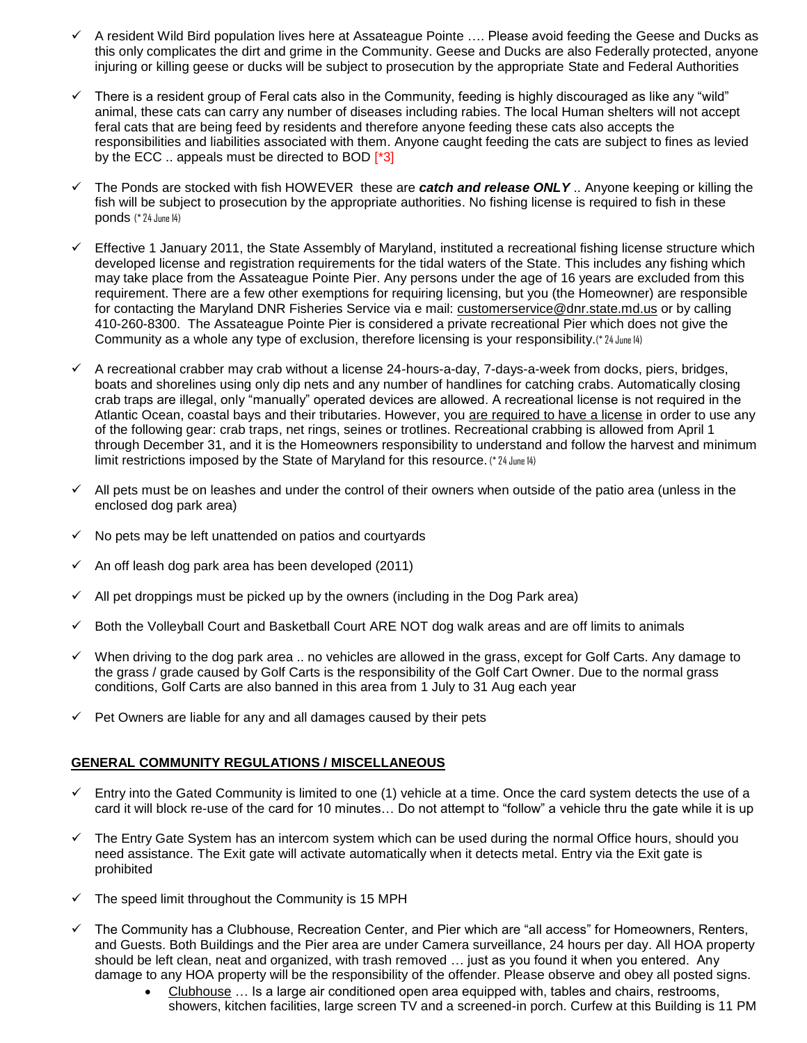- ✓ A resident Wild Bird population lives here at Assateague Pointe …. Please avoid feeding the Geese and Ducks as this only complicates the dirt and grime in the Community. Geese and Ducks are also Federally protected, anyone injuring or killing geese or ducks will be subject to prosecution by the appropriate State and Federal Authorities

- ✓ There is a resident group of Feral cats also in the Community, feeding is highly discouraged as like any "wild" animal, these cats can carry any number of diseases including rabies. The local Human shelters will not accept feral cats that are being feed by residents and therefore anyone feeding these cats also accepts the responsibilities and liabilities associated with them. Anyone caught feeding the cats are subject to fines as levied by the ECC .. appeals must be directed to BOD [*3]

- ✓ The Ponds are stocked with fish HOWEVER these are ***catch and release ONLY*** .. Anyone keeping or killing the fish will be subject to prosecution by the appropriate authorities. No fishing license is required to fish in these ponds (* 24 June 14)

- ✓ Effective 1 January 2011, the State Assembly of Maryland, instituted a recreational fishing license structure which developed license and registration requirements for the tidal waters of the State. This includes any fishing which may take place from the Assateague Pointe Pier. Any persons under the age of 16 years are excluded from this requirement. There are a few other exemptions for requiring licensing, but you (the Homeowner) are responsible for contacting the Maryland DNR Fisheries Service via e mail: customerservice@dnr.state.md.us or by calling 410-260-8300. The Assateague Pointe Pier is considered a private recreational Pier which does not give the Community as a whole any type of exclusion, therefore licensing is your responsibility.(* 24 June 14)

- ✓ A recreational crabber may crab without a license 24-hours-a-day, 7-days-a-week from docks, piers, bridges, boats and shorelines using only dip nets and any number of handlines for catching crabs. Automatically closing crab traps are illegal, only "manually" operated devices are allowed. A recreational license is not required in the Atlantic Ocean, coastal bays and their tributaries. However, you <u>are required to have a license</u> in order to use any of the following gear: crab traps, net rings, seines or trotlines. Recreational crabbing is allowed from April 1 through December 31, and it is the Homeowners responsibility to understand and follow the harvest and minimum limit restrictions imposed by the State of Maryland for this resource. (* 24 June 14)

- ✓ All pets must be on leashes and under the control of their owners when outside of the patio area (unless in the enclosed dog park area)

- ✓ No pets may be left unattended on patios and courtyards

- ✓ An off leash dog park area has been developed (2011)

- ✓ All pet droppings must be picked up by the owners (including in the Dog Park area)

- ✓ Both the Volleyball Court and Basketball Court ARE NOT dog walk areas and are off limits to animals

- ✓ When driving to the dog park area .. no vehicles are allowed in the grass, except for Golf Carts. Any damage to the grass / grade caused by Golf Carts is the responsibility of the Golf Cart Owner. Due to the normal grass conditions, Golf Carts are also banned in this area from 1 July to 31 Aug each year

- ✓ Pet Owners are liable for any and all damages caused by their pets

## <u>GENERAL COMMUNITY REGULATIONS / MISCELLANEOUS</u>

- ✓ Entry into the Gated Community is limited to one (1) vehicle at a time. Once the card system detects the use of a card it will block re-use of the card for 10 minutes… Do not attempt to "follow" a vehicle thru the gate while it is up

- ✓ The Entry Gate System has an intercom system which can be used during the normal Office hours, should you need assistance. The Exit gate will activate automatically when it detects metal. Entry via the Exit gate is prohibited

- ✓ The speed limit throughout the Community is 15 MPH

- ✓ The Community has a Clubhouse, Recreation Center, and Pier which are "all access" for Homeowners, Renters, and Guests. Both Buildings and the Pier area are under Camera surveillance, 24 hours per day. All HOA property should be left clean, neat and organized, with trash removed … just as you found it when you entered. Any damage to any HOA property will be the responsibility of the offender. Please observe and obey all posted signs.
  - <u>Clubhouse</u> … Is a large air conditioned open area equipped with, tables and chairs, restrooms, showers, kitchen facilities, large screen TV and a screened-in porch. Curfew at this Building is 11 PM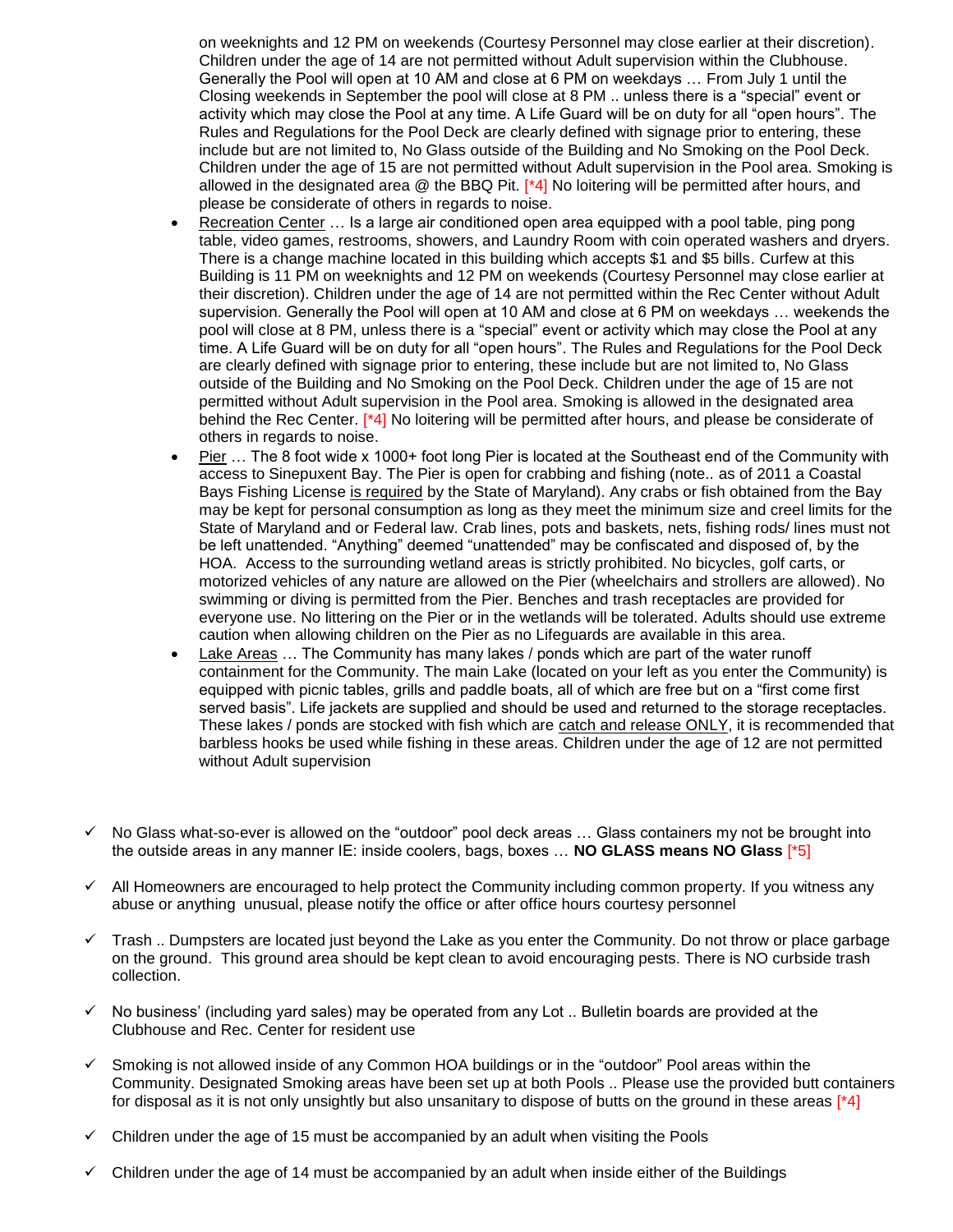on weeknights and 12 PM on weekends (Courtesy Personnel may close earlier at their discretion). Children under the age of 14 are not permitted without Adult supervision within the Clubhouse. Generally the Pool will open at 10 AM and close at 6 PM on weekdays … From July 1 until the Closing weekends in September the pool will close at 8 PM .. unless there is a "special" event or activity which may close the Pool at any time. A Life Guard will be on duty for all "open hours". The Rules and Regulations for the Pool Deck are clearly defined with signage prior to entering, these include but are not limited to, No Glass outside of the Building and No Smoking on the Pool Deck. Children under the age of 15 are not permitted without Adult supervision in the Pool area. Smoking is allowed in the designated area @ the BBQ Pit. [*4] No loitering will be permitted after hours, and please be considerate of others in regards to noise.

- Recreation Center … Is a large air conditioned open area equipped with a pool table, ping pong table, video games, restrooms, showers, and Laundry Room with coin operated washers and dryers. There is a change machine located in this building which accepts $1 and $5 bills. Curfew at this Building is 11 PM on weeknights and 12 PM on weekends (Courtesy Personnel may close earlier at their discretion). Children under the age of 14 are not permitted within the Rec Center without Adult supervision. Generally the Pool will open at 10 AM and close at 6 PM on weekdays … weekends the pool will close at 8 PM, unless there is a "special" event or activity which may close the Pool at any time. A Life Guard will be on duty for all "open hours". The Rules and Regulations for the Pool Deck are clearly defined with signage prior to entering, these include but are not limited to, No Glass outside of the Building and No Smoking on the Pool Deck. Children under the age of 15 are not permitted without Adult supervision in the Pool area. Smoking is allowed in the designated area behind the Rec Center. [*4] No loitering will be permitted after hours, and please be considerate of others in regards to noise.
- Pier … The 8 foot wide x 1000+ foot long Pier is located at the Southeast end of the Community with access to Sinepuxent Bay. The Pier is open for crabbing and fishing (note.. as of 2011 a Coastal Bays Fishing License is required by the State of Maryland). Any crabs or fish obtained from the Bay may be kept for personal consumption as long as they meet the minimum size and creel limits for the State of Maryland and or Federal law. Crab lines, pots and baskets, nets, fishing rods/ lines must not be left unattended. "Anything" deemed "unattended" may be confiscated and disposed of, by the HOA. Access to the surrounding wetland areas is strictly prohibited. No bicycles, golf carts, or motorized vehicles of any nature are allowed on the Pier (wheelchairs and strollers are allowed). No swimming or diving is permitted from the Pier. Benches and trash receptacles are provided for everyone use. No littering on the Pier or in the wetlands will be tolerated. Adults should use extreme caution when allowing children on the Pier as no Lifeguards are available in this area.
- Lake Areas … The Community has many lakes / ponds which are part of the water runoff containment for the Community. The main Lake (located on your left as you enter the Community) is equipped with picnic tables, grills and paddle boats, all of which are free but on a "first come first served basis". Life jackets are supplied and should be used and returned to the storage receptacles. These lakes / ponds are stocked with fish which are catch and release ONLY, it is recommended that barbless hooks be used while fishing in these areas. Children under the age of 12 are not permitted without Adult supervision

- ✓ No Glass what-so-ever is allowed on the "outdoor" pool deck areas … Glass containers my not be brought into the outside areas in any manner IE: inside coolers, bags, boxes … **NO GLASS means NO Glass** [*5]
- ✓ All Homeowners are encouraged to help protect the Community including common property. If you witness any abuse or anything unusual, please notify the office or after office hours courtesy personnel
- ✓ Trash .. Dumpsters are located just beyond the Lake as you enter the Community. Do not throw or place garbage on the ground. This ground area should be kept clean to avoid encouraging pests. There is NO curbside trash collection.
- ✓ No business' (including yard sales) may be operated from any Lot .. Bulletin boards are provided at the Clubhouse and Rec. Center for resident use
- ✓ Smoking is not allowed inside of any Common HOA buildings or in the "outdoor" Pool areas within the Community. Designated Smoking areas have been set up at both Pools .. Please use the provided butt containers for disposal as it is not only unsightly but also unsanitary to dispose of butts on the ground in these areas [*4]
- ✓ Children under the age of 15 must be accompanied by an adult when visiting the Pools
- ✓ Children under the age of 14 must be accompanied by an adult when inside either of the Buildings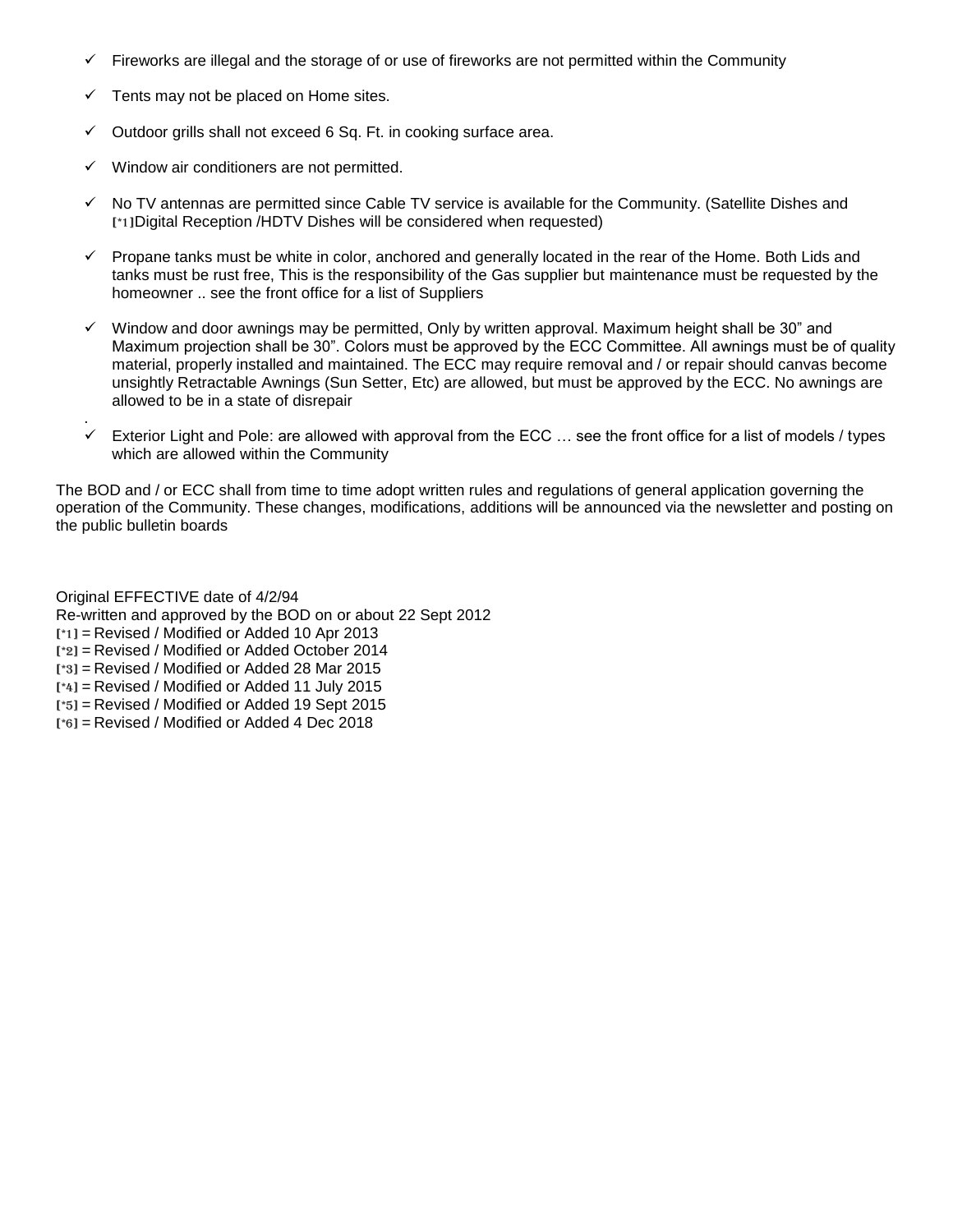- ✓ Fireworks are illegal and the storage of or use of fireworks are not permitted within the Community
- ✓ Tents may not be placed on Home sites.
- ✓ Outdoor grills shall not exceed 6 Sq. Ft. in cooking surface area.
- ✓ Window air conditioners are not permitted.
- ✓ No TV antennas are permitted since Cable TV service is available for the Community. (Satellite Dishes and [*1]Digital Reception /HDTV Dishes will be considered when requested)
- ✓ Propane tanks must be white in color, anchored and generally located in the rear of the Home. Both Lids and tanks must be rust free, This is the responsibility of the Gas supplier but maintenance must be requested by the homeowner .. see the front office for a list of Suppliers
- ✓ Window and door awnings may be permitted, Only by written approval. Maximum height shall be 30" and Maximum projection shall be 30". Colors must be approved by the ECC Committee. All awnings must be of quality material, properly installed and maintained. The ECC may require removal and / or repair should canvas become unsightly Retractable Awnings (Sun Setter, Etc) are allowed, but must be approved by the ECC. No awnings are allowed to be in a state of disrepair

.

- ✓ Exterior Light and Pole: are allowed with approval from the ECC … see the front office for a list of models / types which are allowed within the Community

The BOD and / or ECC shall from time to time adopt written rules and regulations of general application governing the operation of the Community. These changes, modifications, additions will be announced via the newsletter and posting on the public bulletin boards

Original EFFECTIVE date of 4/2/94  
Re-written and approved by the BOD on or about 22 Sept 2012  
[*1] = Revised / Modified or Added 10 Apr 2013  
[*2] = Revised / Modified or Added October 2014  
[*3] = Revised / Modified or Added 28 Mar 2015  
[*4] = Revised / Modified or Added 11 July 2015  
[*5] = Revised / Modified or Added 19 Sept 2015  
[*6] = Revised / Modified or Added 4 Dec 2018